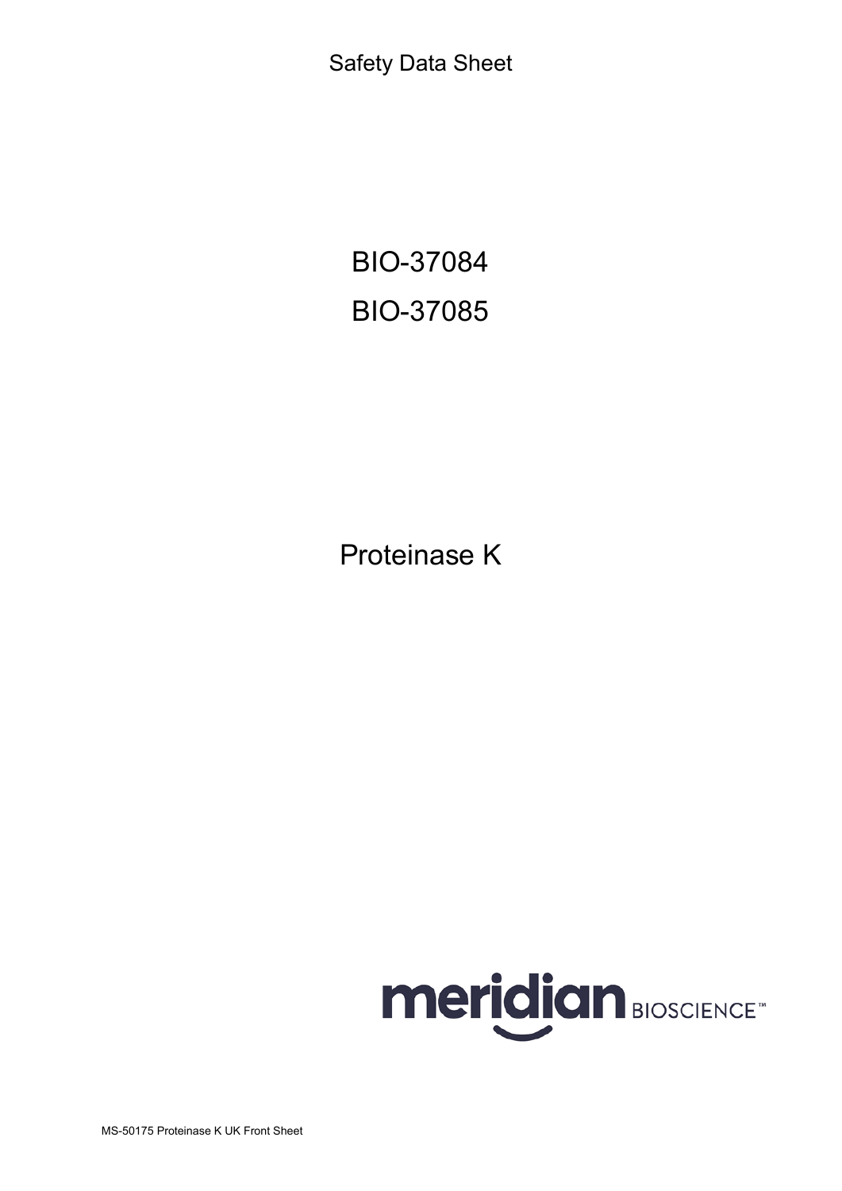Safety Data Sheet

# BIO-37084

# BIO-37085

# Proteinase K

meridian BIOSCIENCE™

MS-50175 Proteinase K UK Front Sheet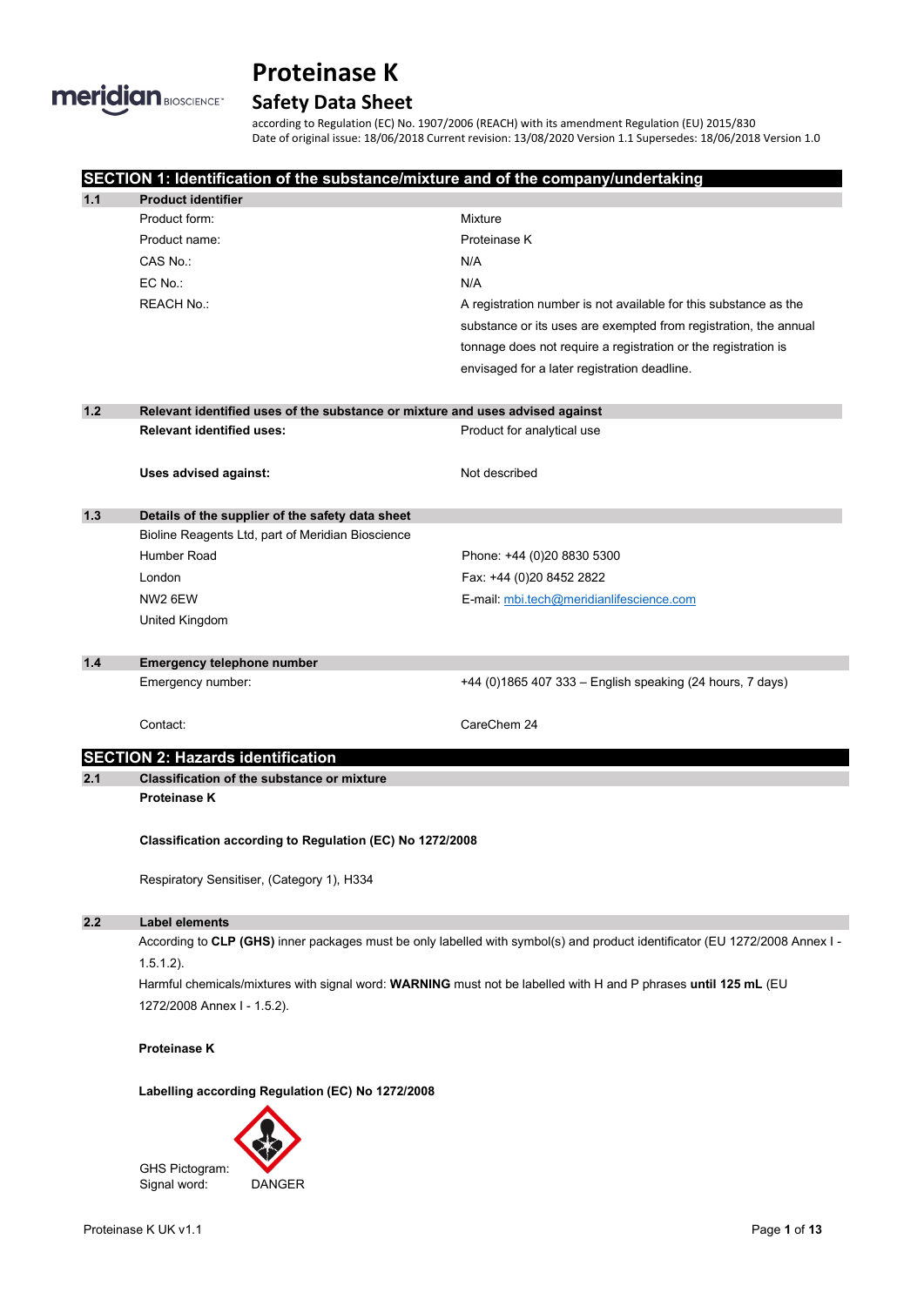# Proteinase K

## Safety Data Sheet

according to Regulation (EC) No. 1907/2006 (REACH) with its amendment Regulation (EU) 2015/830
Date of original issue: 18/06/2018 Current revision: 13/08/2020 Version 1.1 Supersedes: 18/06/2018 Version 1.0

## SECTION 1: Identification of the substance/mixture and of the company/undertaking

### 1.1 Product identifier

| | |
|---|---|
| Product form: | Mixture |
| Product name: | Proteinase K |
| CAS No.: | N/A |
| EC No.: | N/A |
| REACH No.: | A registration number is not available for this substance as the substance or its uses are exempted from registration, the annual tonnage does not require a registration or the registration is envisaged for a later registration deadline. |

### 1.2 Relevant identified uses of the substance or mixture and uses advised against

| | |
|---|---|
| **Relevant identified uses:** | Product for analytical use |
| **Uses advised against:** | Not described |

### 1.3 Details of the supplier of the safety data sheet

| | |
|---|---|
| Bioline Reagents Ltd, part of Meridian Bioscience | |
| Humber Road | Phone: +44 (0)20 8830 5300 |
| London | Fax: +44 (0)20 8452 2822 |
| NW2 6EW | E-mail: mbi.tech@meridianlifescience.com |
| United Kingdom | |

### 1.4 Emergency telephone number

| | |
|---|---|
| Emergency number: | +44 (0)1865 407 333 – English speaking (24 hours, 7 days) |
| Contact: | CareChem 24 |

## SECTION 2: Hazards identification

### 2.1 Classification of the substance or mixture

**Proteinase K**

**Classification according to Regulation (EC) No 1272/2008**

Respiratory Sensitiser, (Category 1), H334

### 2.2 Label elements

According to **CLP (GHS)** inner packages must be only labelled with symbol(s) and product identificator (EU 1272/2008 Annex I - 1.5.1.2).

Harmful chemicals/mixtures with signal word: **WARNING** must not be labelled with H and P phrases **until 125 mL** (EU 1272/2008 Annex I - 1.5.2).

**Proteinase K**

**Labelling according Regulation (EC) No 1272/2008**

GHS Pictogram:

Signal word: DANGER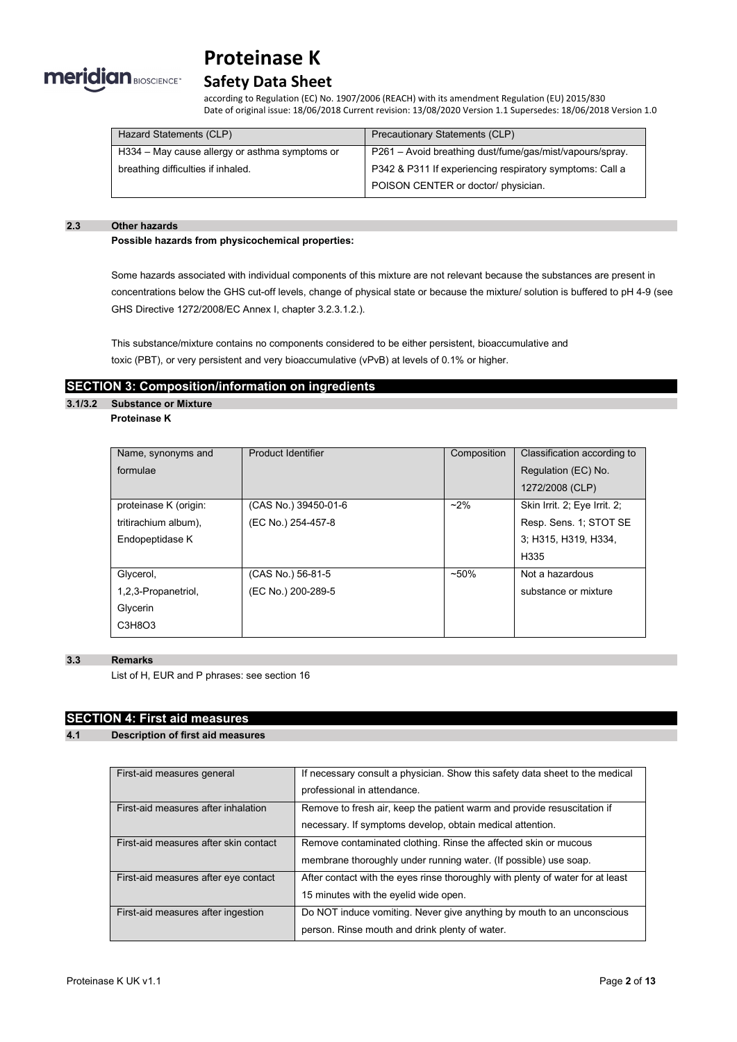| Hazard Statements (CLP) | Precautionary Statements (CLP) |
|---|---|
| H334 – May cause allergy or asthma symptoms or breathing difficulties if inhaled. | P261 – Avoid breathing dust/fume/gas/mist/vapours/spray. P342 & P311 If experiencing respiratory symptoms: Call a POISON CENTER or doctor/ physician. |

### 2.3 Other hazards

**Possible hazards from physicochemical properties:**

Some hazards associated with individual components of this mixture are not relevant because the substances are present in concentrations below the GHS cut-off levels, change of physical state or because the mixture/ solution is buffered to pH 4-9 (see GHS Directive 1272/2008/EC Annex I, chapter 3.2.3.1.2.).

This substance/mixture contains no components considered to be either persistent, bioaccumulative and toxic (PBT), or very persistent and very bioaccumulative (vPvB) at levels of 0.1% or higher.

## SECTION 3: Composition/information on ingredients

### 3.1/3.2 Substance or Mixture

**Proteinase K**

| Name, synonyms and formulae | Product Identifier | Composition | Classification according to Regulation (EC) No. 1272/2008 (CLP) |
|---|---|---|---|
| proteinase K (origin: tritirachium album), Endopeptidase K | (CAS No.) 39450-01-6 (EC No.) 254-457-8 | ~2% | Skin Irrit. 2; Eye Irrit. 2; Resp. Sens. 1; STOT SE 3; H315, H319, H334, H335 |
| Glycerol, 1,2,3-Propanetriol, Glycerin $C_3H_8O_3$ | (CAS No.) 56-81-5 (EC No.) 200-289-5 | ~50% | Not a hazardous substance or mixture |

### 3.3 Remarks

List of H, EUR and P phrases: see section 16

## SECTION 4: First aid measures

### 4.1 Description of first aid measures

| | |
|---|---|
| First-aid measures general | If necessary consult a physician. Show this safety data sheet to the medical professional in attendance. |
| First-aid measures after inhalation | Remove to fresh air, keep the patient warm and provide resuscitation if necessary. If symptoms develop, obtain medical attention. |
| First-aid measures after skin contact | Remove contaminated clothing. Rinse the affected skin or mucous membrane thoroughly under running water. (If possible) use soap. |
| First-aid measures after eye contact | After contact with the eyes rinse thoroughly with plenty of water for at least 15 minutes with the eyelid wide open. |
| First-aid measures after ingestion | Do NOT induce vomiting. Never give anything by mouth to an unconscious person. Rinse mouth and drink plenty of water. |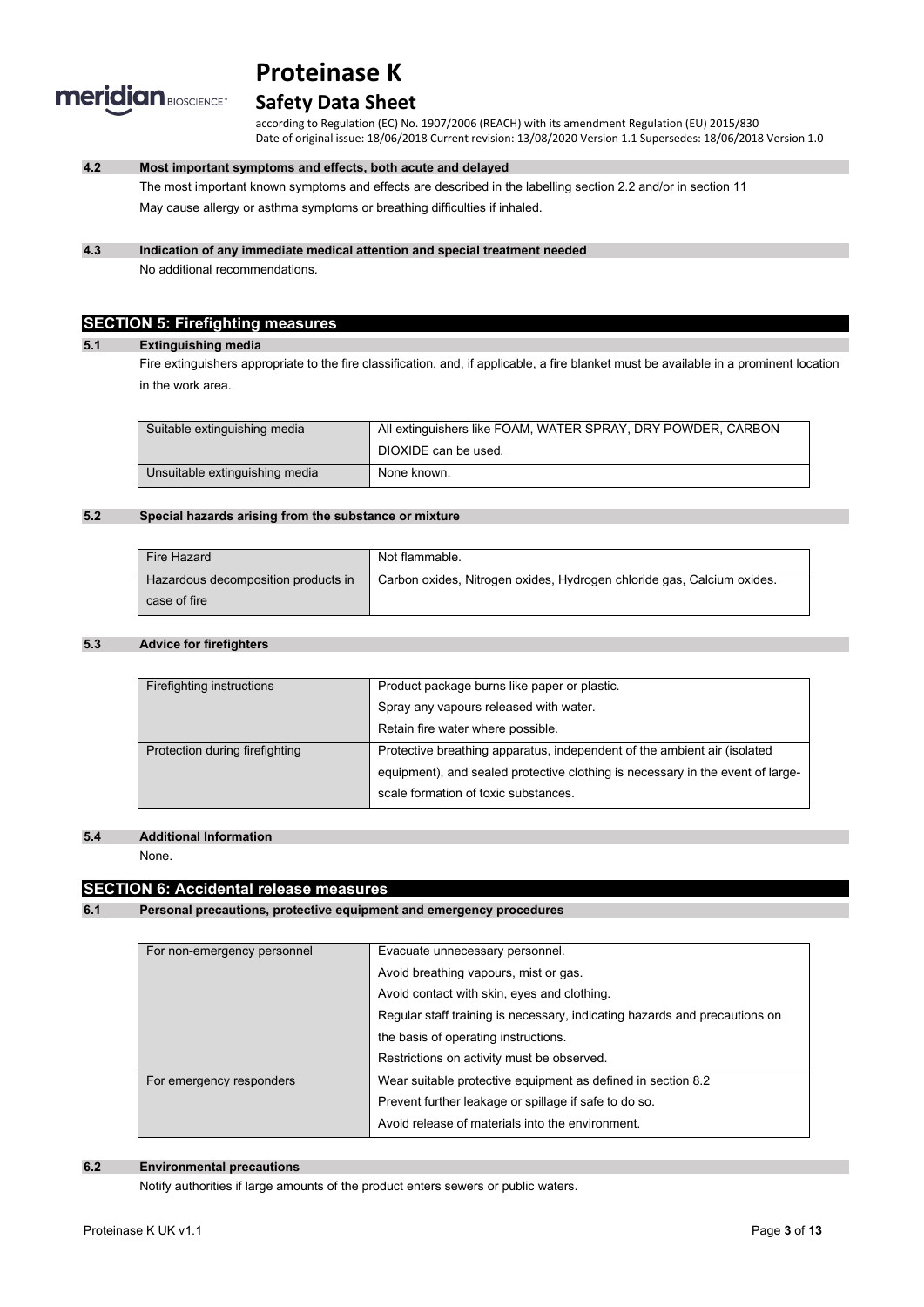### 4.2 Most important symptoms and effects, both acute and delayed

The most important known symptoms and effects are described in the labelling section 2.2 and/or in section 11

May cause allergy or asthma symptoms or breathing difficulties if inhaled.

### 4.3 Indication of any immediate medical attention and special treatment needed

No additional recommendations.

## SECTION 5: Firefighting measures

### 5.1 Extinguishing media

Fire extinguishers appropriate to the fire classification, and, if applicable, a fire blanket must be available in a prominent location in the work area.

| | |
|---|---|
| Suitable extinguishing media | All extinguishers like FOAM, WATER SPRAY, DRY POWDER, CARBON DIOXIDE can be used. |
| Unsuitable extinguishing media | None known. |

### 5.2 Special hazards arising from the substance or mixture

| | |
|---|---|
| Fire Hazard | Not flammable. |
| Hazardous decomposition products in case of fire | Carbon oxides, Nitrogen oxides, Hydrogen chloride gas, Calcium oxides. |

### 5.3 Advice for firefighters

| | |
|---|---|
| Firefighting instructions | Product package burns like paper or plastic.<br>Spray any vapours released with water.<br>Retain fire water where possible. |
| Protection during firefighting | Protective breathing apparatus, independent of the ambient air (isolated equipment), and sealed protective clothing is necessary in the event of large-scale formation of toxic substances. |

### 5.4 Additional Information

None.

## SECTION 6: Accidental release measures

### 6.1 Personal precautions, protective equipment and emergency procedures

| | |
|---|---|
| For non-emergency personnel | Evacuate unnecessary personnel.<br>Avoid breathing vapours, mist or gas.<br>Avoid contact with skin, eyes and clothing.<br>Regular staff training is necessary, indicating hazards and precautions on the basis of operating instructions.<br>Restrictions on activity must be observed. |
| For emergency responders | Wear suitable protective equipment as defined in section 8.2<br>Prevent further leakage or spillage if safe to do so.<br>Avoid release of materials into the environment. |

### 6.2 Environmental precautions

Notify authorities if large amounts of the product enters sewers or public waters.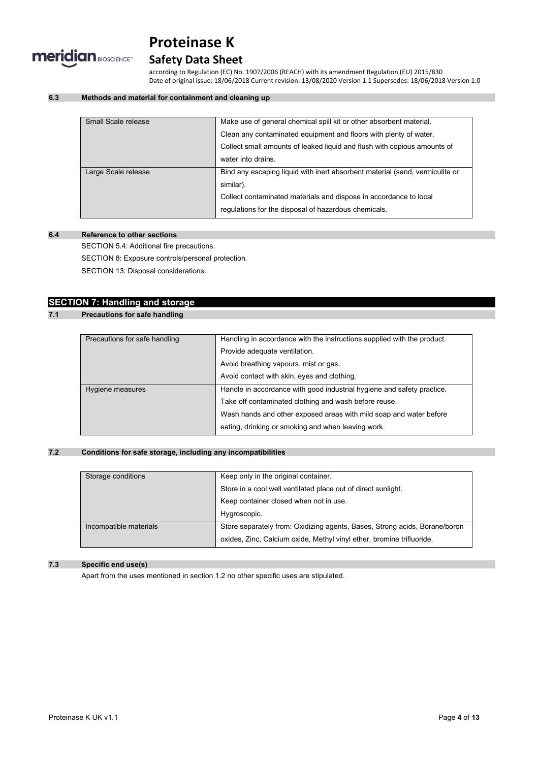### 6.3 Methods and material for containment and cleaning up

| | |
|---|---|
| Small Scale release | Make use of general chemical spill kit or other absorbent material.<br>Clean any contaminated equipment and floors with plenty of water.<br>Collect small amounts of leaked liquid and flush with copious amounts of water into drains. |
| Large Scale release | Bind any escaping liquid with inert absorbent material (sand, vermiculite or similar).<br>Collect contaminated materials and dispose in accordance to local regulations for the disposal of hazardous chemicals. |

### 6.4 Reference to other sections

SECTION 5.4: Additional fire precautions.

SECTION 8: Exposure controls/personal protection.

SECTION 13: Disposal considerations.

## SECTION 7: Handling and storage

### 7.1 Precautions for safe handling

| | |
|---|---|
| Precautions for safe handling | Handling in accordance with the instructions supplied with the product.<br>Provide adequate ventilation.<br>Avoid breathing vapours, mist or gas.<br>Avoid contact with skin, eyes and clothing. |
| Hygiene measures | Handle in accordance with good industrial hygiene and safety practice.<br>Take off contaminated clothing and wash before reuse.<br>Wash hands and other exposed areas with mild soap and water before eating, drinking or smoking and when leaving work. |

### 7.2 Conditions for safe storage, including any incompatibilities

| | |
|---|---|
| Storage conditions | Keep only in the original container.<br>Store in a cool well ventilated place out of direct sunlight.<br>Keep container closed when not in use.<br>Hygroscopic. |
| Incompatible materials | Store separately from: Oxidizing agents, Bases, Strong acids, Borane/boron oxides, Zinc, Calcium oxide, Methyl vinyl ether, bromine trifluoride. |

### 7.3 Specific end use(s)

Apart from the uses mentioned in section 1.2 no other specific uses are stipulated.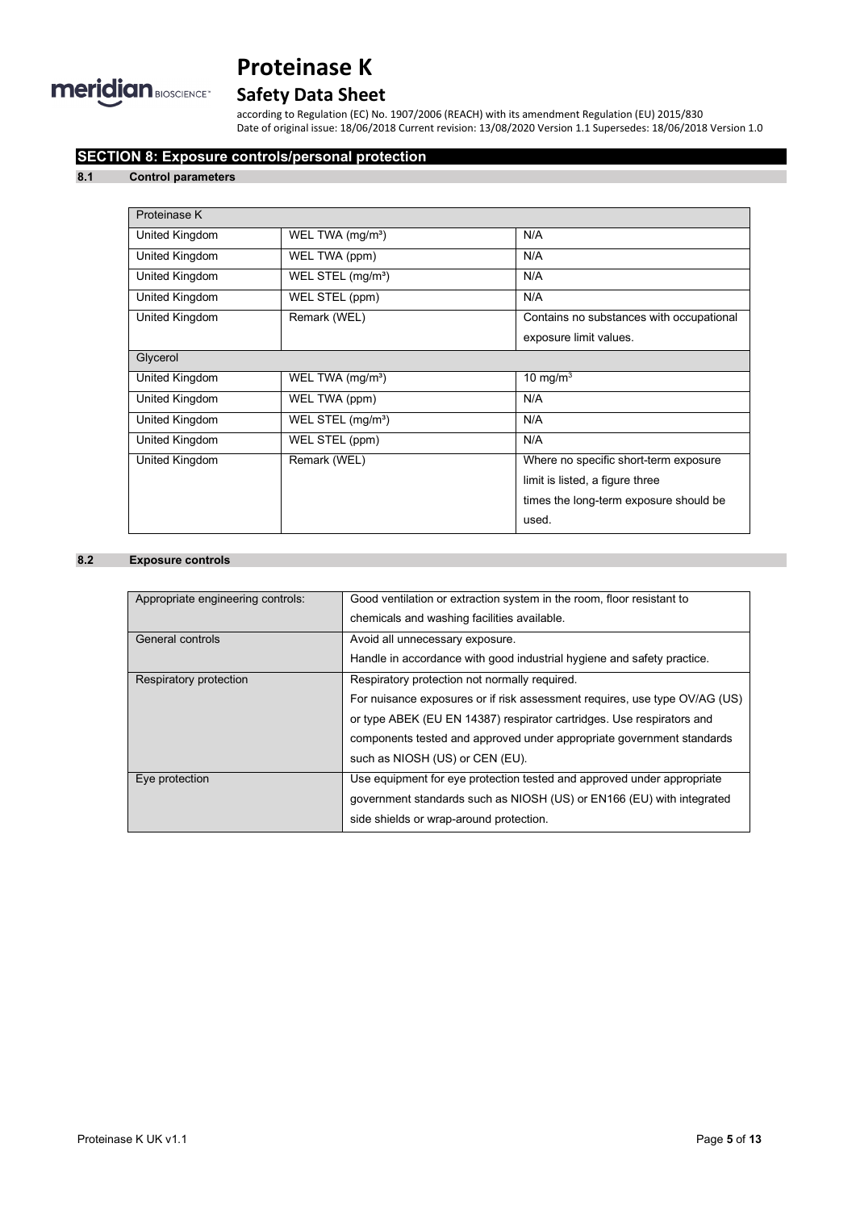## SECTION 8: Exposure controls/personal protection

### 8.1 Control parameters

| Proteinase K | | |
|---|---|---|
| United Kingdom | WEL TWA (mg/m³) | N/A |
| United Kingdom | WEL TWA (ppm) | N/A |
| United Kingdom | WEL STEL (mg/m³) | N/A |
| United Kingdom | WEL STEL (ppm) | N/A |
| United Kingdom | Remark (WEL) | Contains no substances with occupational exposure limit values. |
| **Glycerol** | | |
| United Kingdom | WEL TWA (mg/m³) | 10 mg/m$^3$ |
| United Kingdom | WEL TWA (ppm) | N/A |
| United Kingdom | WEL STEL (mg/m³) | N/A |
| United Kingdom | WEL STEL (ppm) | N/A |
| United Kingdom | Remark (WEL) | Where no specific short-term exposure limit is listed, a figure three times the long-term exposure should be used. |

### 8.2 Exposure controls

| | |
|---|---|
| Appropriate engineering controls: | Good ventilation or extraction system in the room, floor resistant to chemicals and washing facilities available. |
| General controls | Avoid all unnecessary exposure.<br>Handle in accordance with good industrial hygiene and safety practice. |
| Respiratory protection | Respiratory protection not normally required.<br>For nuisance exposures or if risk assessment requires, use type OV/AG (US) or type ABEK (EU EN 14387) respirator cartridges. Use respirators and components tested and approved under appropriate government standards such as NIOSH (US) or CEN (EU). |
| Eye protection | Use equipment for eye protection tested and approved under appropriate government standards such as NIOSH (US) or EN166 (EU) with integrated side shields or wrap-around protection. |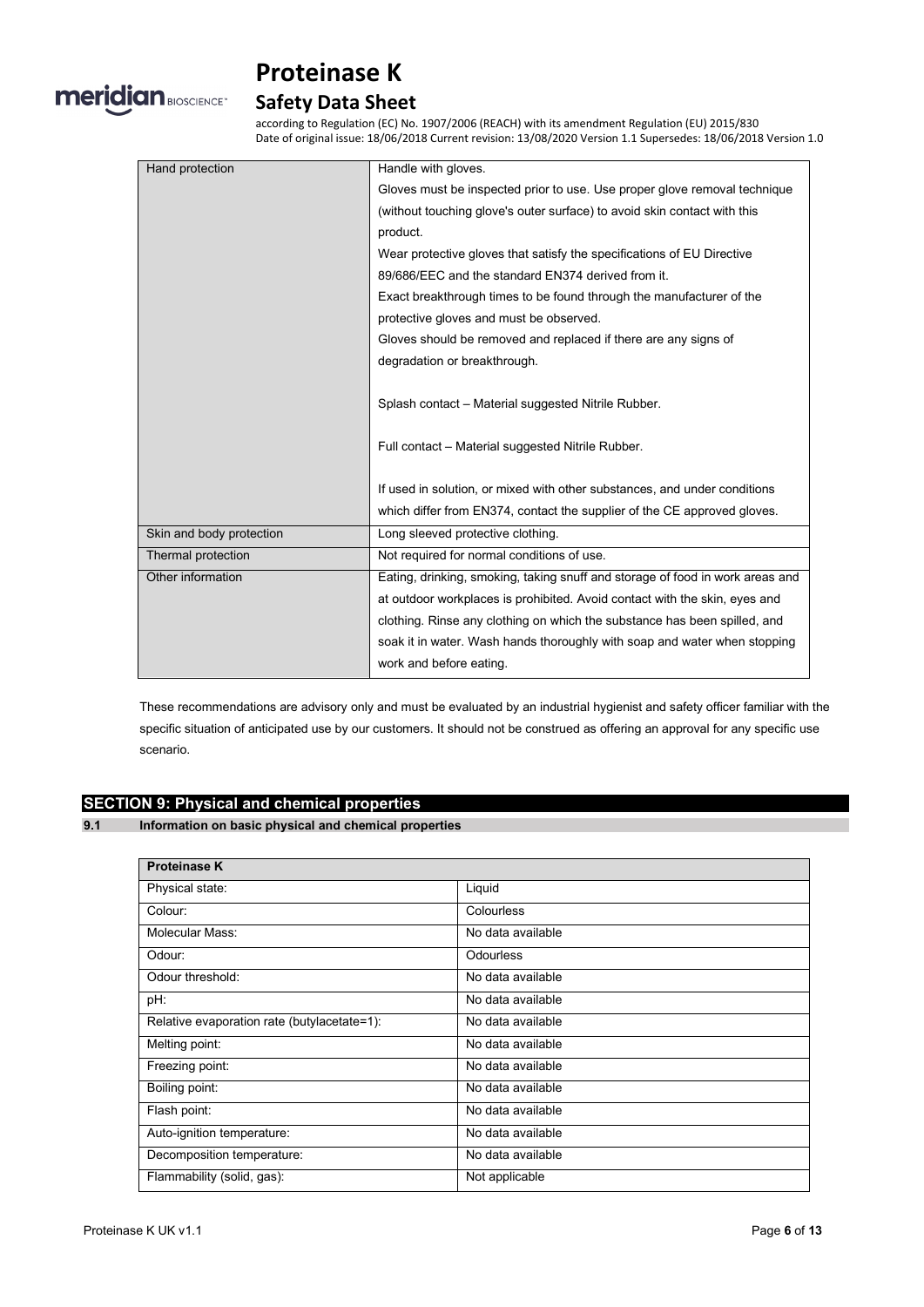| Hand protection | Handle with gloves.<br>Gloves must be inspected prior to use. Use proper glove removal technique (without touching glove's outer surface) to avoid skin contact with this product.<br>Wear protective gloves that satisfy the specifications of EU Directive 89/686/EEC and the standard EN374 derived from it.<br>Exact breakthrough times to be found through the manufacturer of the protective gloves and must be observed.<br>Gloves should be removed and replaced if there are any signs of degradation or breakthrough.<br><br>Splash contact – Material suggested Nitrile Rubber.<br><br>Full contact – Material suggested Nitrile Rubber.<br><br>If used in solution, or mixed with other substances, and under conditions which differ from EN374, contact the supplier of the CE approved gloves. |
|---|---|
| Skin and body protection | Long sleeved protective clothing. |
| Thermal protection | Not required for normal conditions of use. |
| Other information | Eating, drinking, smoking, taking snuff and storage of food in work areas and at outdoor workplaces is prohibited. Avoid contact with the skin, eyes and clothing. Rinse any clothing on which the substance has been spilled, and soak it in water. Wash hands thoroughly with soap and water when stopping work and before eating. |

These recommendations are advisory only and must be evaluated by an industrial hygienist and safety officer familiar with the specific situation of anticipated use by our customers. It should not be construed as offering an approval for any specific use scenario.

## SECTION 9: Physical and chemical properties

### 9.1 Information on basic physical and chemical properties

| Proteinase K | |
|---|---|
| Physical state: | Liquid |
| Colour: | Colourless |
| Molecular Mass: | No data available |
| Odour: | Odourless |
| Odour threshold: | No data available |
| pH: | No data available |
| Relative evaporation rate (butylacetate=1): | No data available |
| Melting point: | No data available |
| Freezing point: | No data available |
| Boiling point: | No data available |
| Flash point: | No data available |
| Auto-ignition temperature: | No data available |
| Decomposition temperature: | No data available |
| Flammability (solid, gas): | Not applicable |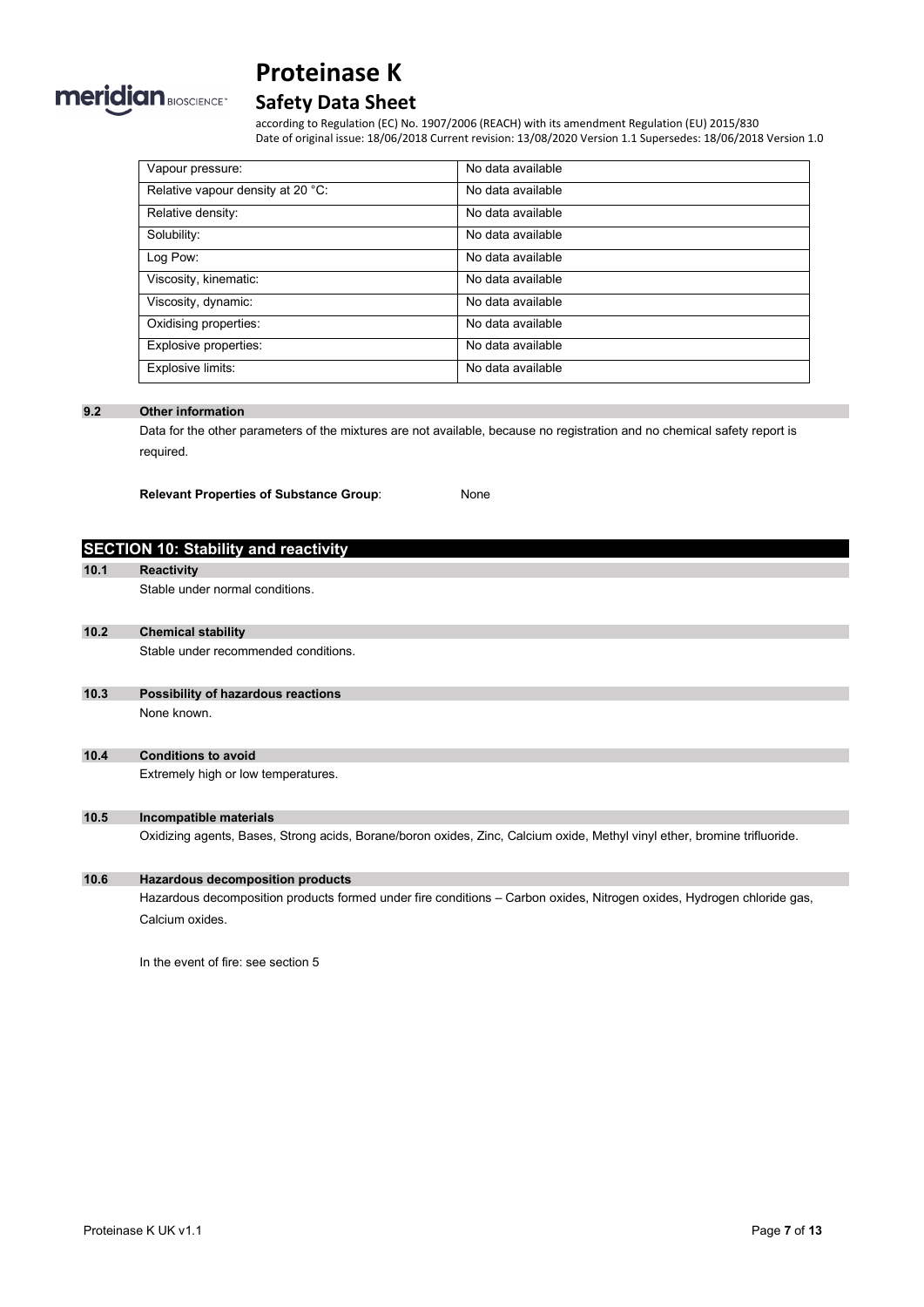| Vapour pressure: | No data available |
|---|---|
| Relative vapour density at 20 °C: | No data available |
| Relative density: | No data available |
| Solubility: | No data available |
| Log Pow: | No data available |
| Viscosity, kinematic: | No data available |
| Viscosity, dynamic: | No data available |
| Oxidising properties: | No data available |
| Explosive properties: | No data available |
| Explosive limits: | No data available |

### 9.2 Other information

Data for the other parameters of the mixtures are not available, because no registration and no chemical safety report is required.

**Relevant Properties of Substance Group**: None

## SECTION 10: Stability and reactivity

### 10.1 Reactivity

Stable under normal conditions.

### 10.2 Chemical stability

Stable under recommended conditions.

### 10.3 Possibility of hazardous reactions

None known.

### 10.4 Conditions to avoid

Extremely high or low temperatures.

### 10.5 Incompatible materials

Oxidizing agents, Bases, Strong acids, Borane/boron oxides, Zinc, Calcium oxide, Methyl vinyl ether, bromine trifluoride.

### 10.6 Hazardous decomposition products

Hazardous decomposition products formed under fire conditions – Carbon oxides, Nitrogen oxides, Hydrogen chloride gas, Calcium oxides.

In the event of fire: see section 5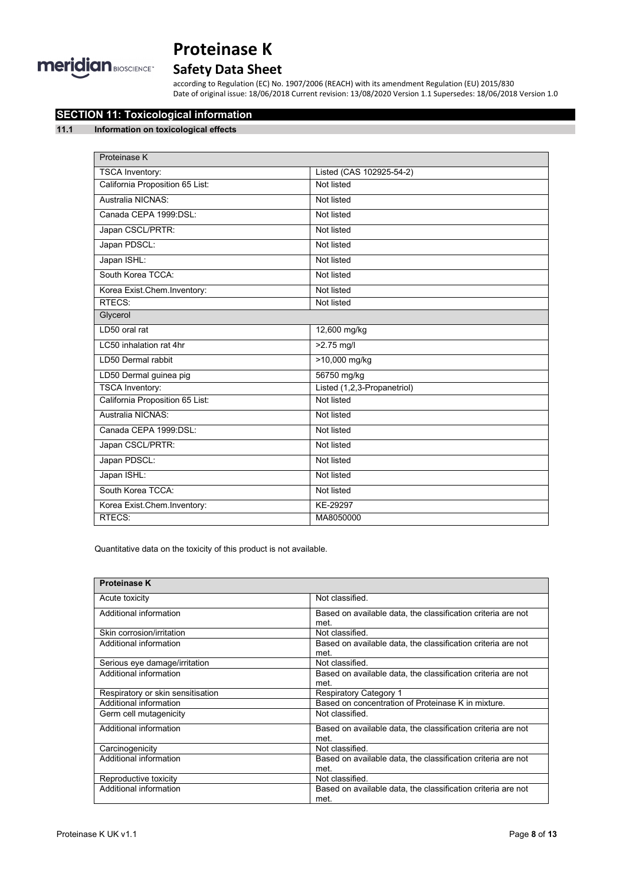## SECTION 11: Toxicological information

### 11.1 Information on toxicological effects

| Proteinase K | |
|---|---|
| TSCA Inventory: | Listed (CAS 102925-54-2) |
| California Proposition 65 List: | Not listed |
| Australia NICNAS: | Not listed |
| Canada CEPA 1999:DSL: | Not listed |
| Japan CSCL/PRTR: | Not listed |
| Japan PDSCL: | Not listed |
| Japan ISHL: | Not listed |
| South Korea TCCA: | Not listed |
| Korea Exist.Chem.Inventory: | Not listed |
| RTECS: | Not listed |
| **Glycerol** | |
| LD50 oral rat | 12,600 mg/kg |
| LC50 inhalation rat 4hr | >2.75 mg/l |
| LD50 Dermal rabbit | >10,000 mg/kg |
| LD50 Dermal guinea pig | 56750 mg/kg |
| TSCA Inventory: | Listed (1,2,3-Propanetriol) |
| California Proposition 65 List: | Not listed |
| Australia NICNAS: | Not listed |
| Canada CEPA 1999:DSL: | Not listed |
| Japan CSCL/PRTR: | Not listed |
| Japan PDSCL: | Not listed |
| Japan ISHL: | Not listed |
| South Korea TCCA: | Not listed |
| Korea Exist.Chem.Inventory: | KE-29297 |
| RTECS: | MA8050000 |

Quantitative data on the toxicity of this product is not available.

| **Proteinase K** | |
|---|---|
| Acute toxicity | Not classified. |
| Additional information | Based on available data, the classification criteria are not met. |
| Skin corrosion/irritation | Not classified. |
| Additional information | Based on available data, the classification criteria are not met. |
| Serious eye damage/irritation | Not classified. |
| Additional information | Based on available data, the classification criteria are not met. |
| Respiratory or skin sensitisation | Respiratory Category 1 |
| Additional information | Based on concentration of Proteinase K in mixture. |
| Germ cell mutagenicity | Not classified. |
| Additional information | Based on available data, the classification criteria are not met. |
| Carcinogenicity | Not classified. |
| Additional information | Based on available data, the classification criteria are not met. |
| Reproductive toxicity | Not classified. |
| Additional information | Based on available data, the classification criteria are not met. |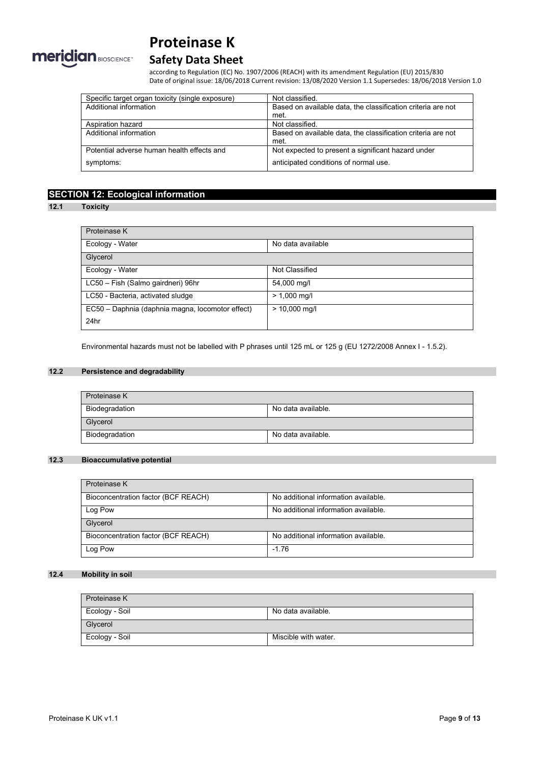| Specific target organ toxicity (single exposure) | Not classified. |
| --- | --- |
| Additional information | Based on available data, the classification criteria are not met. |
| Aspiration hazard | Not classified. |
| Additional information | Based on available data, the classification criteria are not met. |
| Potential adverse human health effects and symptoms: | Not expected to present a significant hazard under anticipated conditions of normal use. |

## SECTION 12: Ecological information

### 12.1 Toxicity

| Proteinase K | |
| --- | --- |
| Ecology - Water | No data available |
| Glycerol | |
| Ecology - Water | Not Classified |
| LC50 – Fish (Salmo gairdneri) 96hr | 54,000 mg/l |
| LC50 - Bacteria, activated sludge | > 1,000 mg/l |
| EC50 – Daphnia (daphnia magna, locomotor effect) 24hr | > 10,000 mg/l |

Environmental hazards must not be labelled with P phrases until 125 mL or 125 g (EU 1272/2008 Annex I - 1.5.2).

### 12.2 Persistence and degradability

| Proteinase K | |
| --- | --- |
| Biodegradation | No data available. |
| Glycerol | |
| Biodegradation | No data available. |

### 12.3 Bioaccumulative potential

| Proteinase K | |
| --- | --- |
| Bioconcentration factor (BCF REACH) | No additional information available. |
| Log Pow | No additional information available. |
| Glycerol | |
| Bioconcentration factor (BCF REACH) | No additional information available. |
| Log Pow | -1.76 |

### 12.4 Mobility in soil

| Proteinase K | |
| --- | --- |
| Ecology - Soil | No data available. |
| Glycerol | |
| Ecology - Soil | Miscible with water. |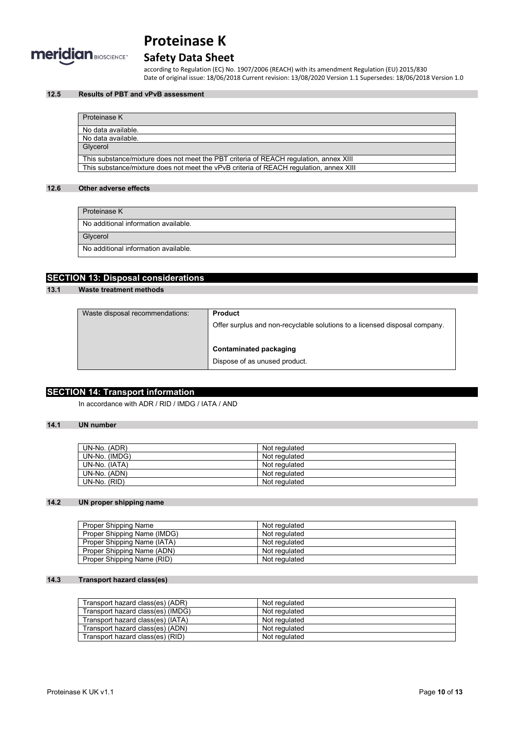#### 12.5 Results of PBT and vPvB assessment

| Proteinase K |
|---|
| No data available. |
| No data available. |
| Glycerol |
| This substance/mixture does not meet the PBT criteria of REACH regulation, annex XIII |
| This substance/mixture does not meet the vPvB criteria of REACH regulation, annex XIII |

#### 12.6 Other adverse effects

| Proteinase K |
|---|
| No additional information available. |
| Glycerol |
| No additional information available. |

## SECTION 13: Disposal considerations

#### 13.1 Waste treatment methods

| Waste disposal recommendations: | **Product**<br>Offer surplus and non-recyclable solutions to a licensed disposal company.<br><br>**Contaminated packaging**<br>Dispose of as unused product. |
|---|---|

## SECTION 14: Transport information

In accordance with ADR / RID / IMDG / IATA / AND

#### 14.1 UN number

| UN-No. (ADR) | Not regulated |
|---|---|
| UN-No. (IMDG) | Not regulated |
| UN-No. (IATA) | Not regulated |
| UN-No. (ADN) | Not regulated |
| UN-No. (RID) | Not regulated |

#### 14.2 UN proper shipping name

| Proper Shipping Name | Not regulated |
|---|---|
| Proper Shipping Name (IMDG) | Not regulated |
| Proper Shipping Name (IATA) | Not regulated |
| Proper Shipping Name (ADN) | Not regulated |
| Proper Shipping Name (RID) | Not regulated |

#### 14.3 Transport hazard class(es)

| Transport hazard class(es) (ADR) | Not regulated |
|---|---|
| Transport hazard class(es) (IMDG) | Not regulated |
| Transport hazard class(es) (IATA) | Not regulated |
| Transport hazard class(es) (ADN) | Not regulated |
| Transport hazard class(es) (RID) | Not regulated |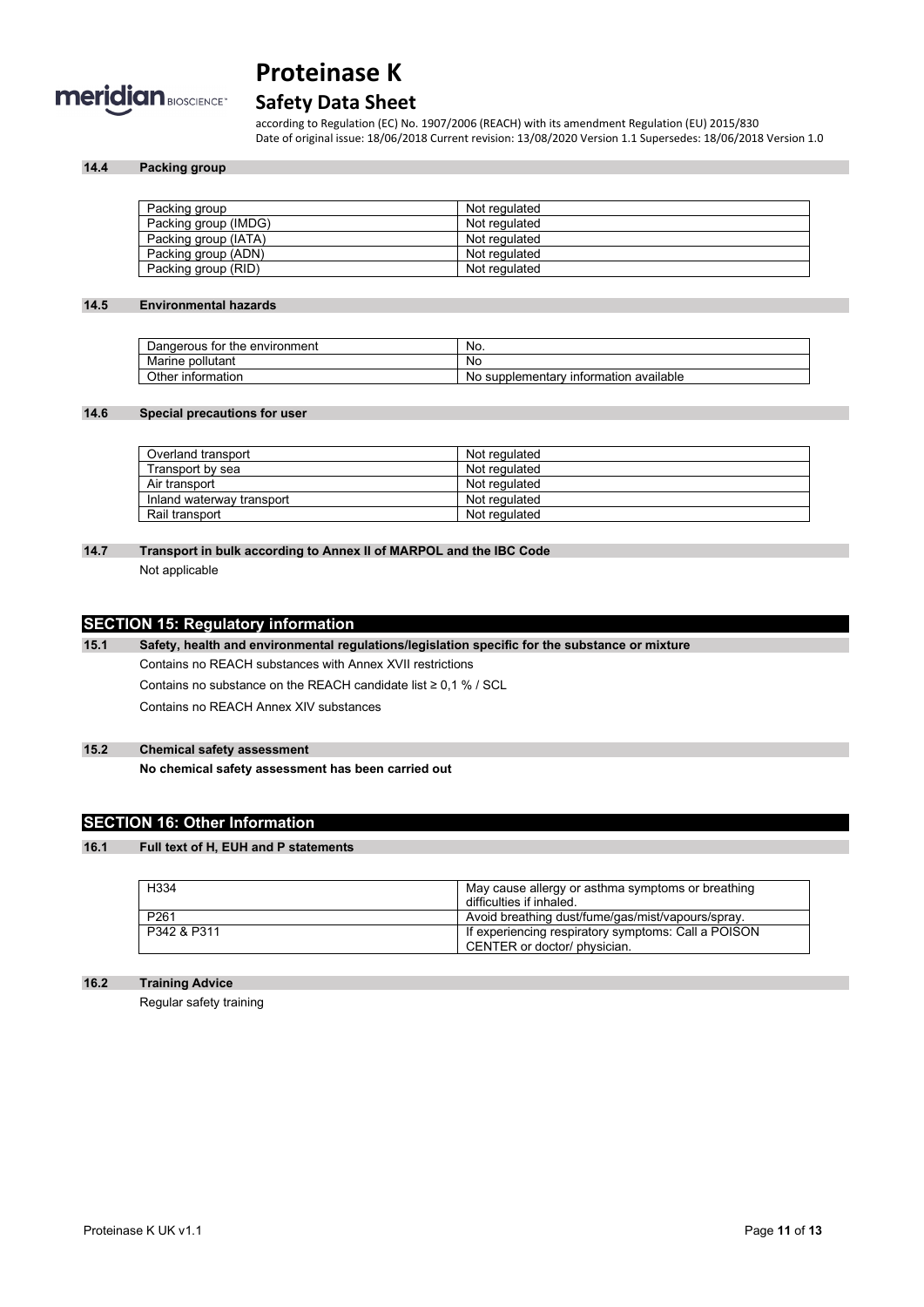### 14.4 Packing group

| Packing group | Not regulated |
|---|---|
| Packing group (IMDG) | Not regulated |
| Packing group (IATA) | Not regulated |
| Packing group (ADN) | Not regulated |
| Packing group (RID) | Not regulated |

### 14.5 Environmental hazards

| Dangerous for the environment | No. |
|---|---|
| Marine pollutant | No |
| Other information | No supplementary information available |

### 14.6 Special precautions for user

| Overland transport | Not regulated |
|---|---|
| Transport by sea | Not regulated |
| Air transport | Not regulated |
| Inland waterway transport | Not regulated |
| Rail transport | Not regulated |

### 14.7 Transport in bulk according to Annex II of MARPOL and the IBC Code

Not applicable

## SECTION 15: Regulatory information

### 15.1 Safety, health and environmental regulations/legislation specific for the substance or mixture

Contains no REACH substances with Annex XVII restrictions

Contains no substance on the REACH candidate list ≥ 0,1 % / SCL

Contains no REACH Annex XIV substances

### 15.2 Chemical safety assessment

**No chemical safety assessment has been carried out**

## SECTION 16: Other Information

### 16.1 Full text of H, EUH and P statements

| H334 | May cause allergy or asthma symptoms or breathing difficulties if inhaled. |
|---|---|
| P261 | Avoid breathing dust/fume/gas/mist/vapours/spray. |
| P342 & P311 | If experiencing respiratory symptoms: Call a POISON CENTER or doctor/ physician. |

### 16.2 Training Advice

Regular safety training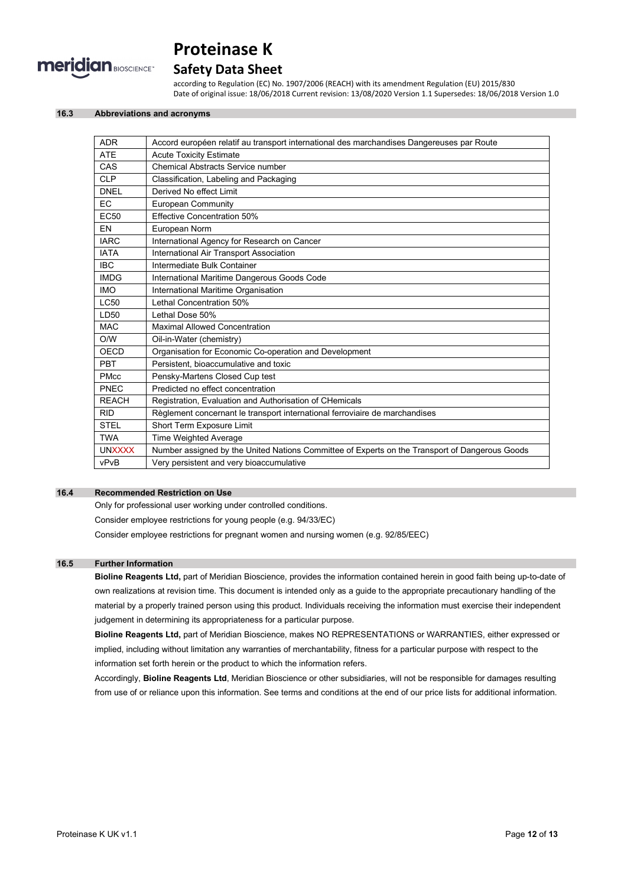### 16.3 Abbreviations and acronyms

| | |
|---|---|
| ADR | Accord européen relatif au transport international des marchandises Dangereuses par Route |
| ATE | Acute Toxicity Estimate |
| CAS | Chemical Abstracts Service number |
| CLP | Classification, Labeling and Packaging |
| DNEL | Derived No effect Limit |
| EC | European Community |
| EC50 | Effective Concentration 50% |
| EN | European Norm |
| IARC | International Agency for Research on Cancer |
| IATA | International Air Transport Association |
| IBC | Intermediate Bulk Container |
| IMDG | International Maritime Dangerous Goods Code |
| IMO | International Maritime Organisation |
| LC50 | Lethal Concentration 50% |
| LD50 | Lethal Dose 50% |
| MAC | Maximal Allowed Concentration |
| O/W | Oil-in-Water (chemistry) |
| OECD | Organisation for Economic Co-operation and Development |
| PBT | Persistent, bioaccumulative and toxic |
| PMcc | Pensky-Martens Closed Cup test |
| PNEC | Predicted no effect concentration |
| REACH | Registration, Evaluation and Authorisation of CHemicals |
| RID | Règlement concernant le transport international ferroviaire de marchandises |
| STEL | Short Term Exposure Limit |
| TWA | Time Weighted Average |
| UNXXXX | Number assigned by the United Nations Committee of Experts on the Transport of Dangerous Goods |
| vPvB | Very persistent and very bioaccumulative |

### 16.4 Recommended Restriction on Use

Only for professional user working under controlled conditions.

Consider employee restrictions for young people (e.g. 94/33/EC)

Consider employee restrictions for pregnant women and nursing women (e.g. 92/85/EEC)

### 16.5 Further Information

**Bioline Reagents Ltd,** part of Meridian Bioscience, provides the information contained herein in good faith being up-to-date of own realizations at revision time. This document is intended only as a guide to the appropriate precautionary handling of the material by a properly trained person using this product. Individuals receiving the information must exercise their independent judgement in determining its appropriateness for a particular purpose.

**Bioline Reagents Ltd,** part of Meridian Bioscience, makes NO REPRESENTATIONS or WARRANTIES, either expressed or implied, including without limitation any warranties of merchantability, fitness for a particular purpose with respect to the information set forth herein or the product to which the information refers.

Accordingly, **Bioline Reagents Ltd**, Meridian Bioscience or other subsidiaries, will not be responsible for damages resulting from use of or reliance upon this information. See terms and conditions at the end of our price lists for additional information.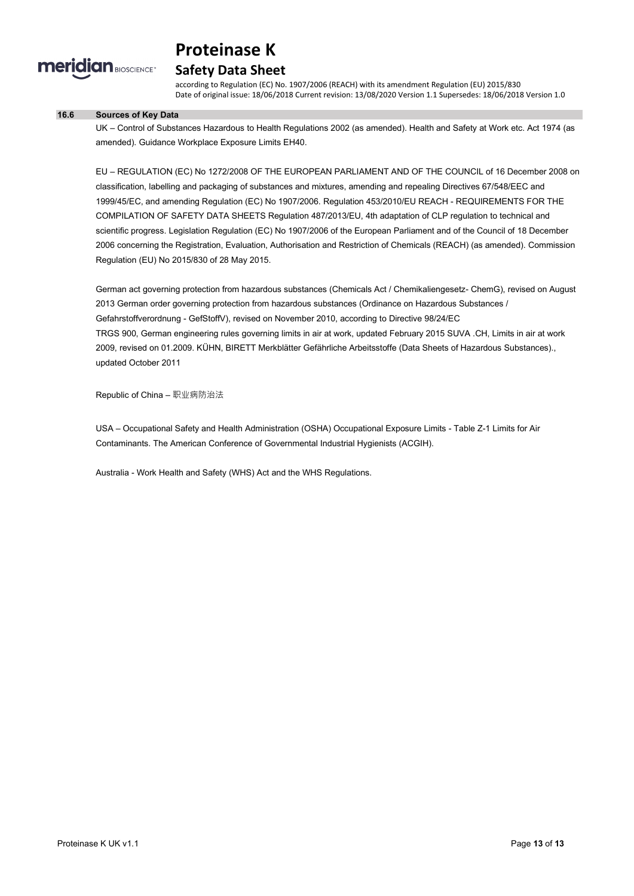## 16.6 Sources of Key Data

UK – Control of Substances Hazardous to Health Regulations 2002 (as amended). Health and Safety at Work etc. Act 1974 (as amended). Guidance Workplace Exposure Limits EH40.

EU – REGULATION (EC) No 1272/2008 OF THE EUROPEAN PARLIAMENT AND OF THE COUNCIL of 16 December 2008 on classification, labelling and packaging of substances and mixtures, amending and repealing Directives 67/548/EEC and 1999/45/EC, and amending Regulation (EC) No 1907/2006. Regulation 453/2010/EU REACH - REQUIREMENTS FOR THE COMPILATION OF SAFETY DATA SHEETS Regulation 487/2013/EU, 4th adaptation of CLP regulation to technical and scientific progress. Legislation Regulation (EC) No 1907/2006 of the European Parliament and of the Council of 18 December 2006 concerning the Registration, Evaluation, Authorisation and Restriction of Chemicals (REACH) (as amended). Commission Regulation (EU) No 2015/830 of 28 May 2015.

German act governing protection from hazardous substances (Chemicals Act / Chemikaliengesetz- ChemG), revised on August 2013 German order governing protection from hazardous substances (Ordinance on Hazardous Substances / Gefahrstoffverordnung - GefStoffV), revised on November 2010, according to Directive 98/24/EC
TRGS 900, German engineering rules governing limits in air at work, updated February 2015 SUVA .CH, Limits in air at work 2009, revised on 01.2009. KÜHN, BIRETT Merkblätter Gefährliche Arbeitsstoffe (Data Sheets of Hazardous Substances)., updated October 2011

Republic of China – 职业病防治法

USA – Occupational Safety and Health Administration (OSHA) Occupational Exposure Limits - Table Z-1 Limits for Air Contaminants. The American Conference of Governmental Industrial Hygienists (ACGIH).

Australia - Work Health and Safety (WHS) Act and the WHS Regulations.